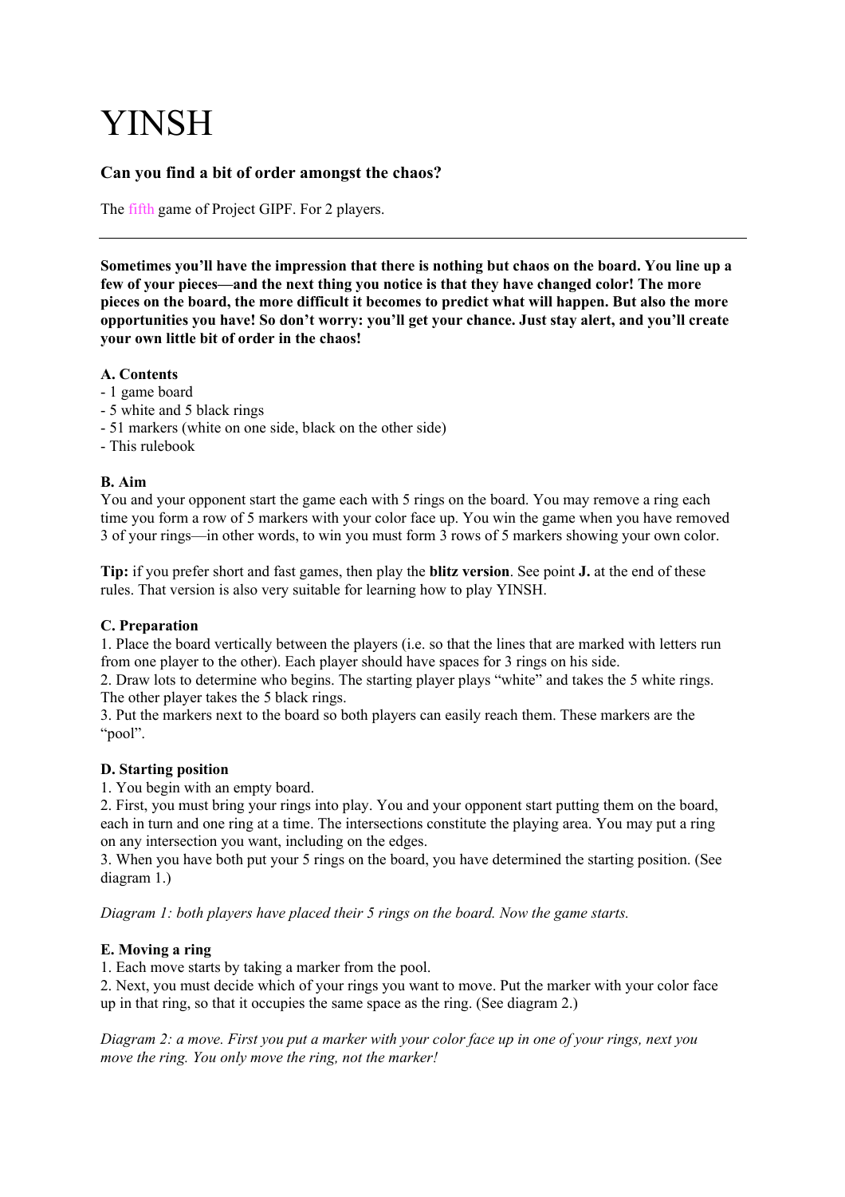# YINSH

### Can you find a bit of order amongst the chaos?

The fifth game of Project GIPF. For 2 players.

---

**Sometimes you'll have the impression that there is nothing but chaos on the board. You line up a few of your pieces—and the next thing you notice is that they have changed color! The more pieces on the board, the more difficult it becomes to predict what will happen. But also the more opportunities you have! So don't worry: you'll get your chance. Just stay alert, and you'll create your own little bit of order in the chaos!**

**A. Contents**

- 1 game board
- 5 white and 5 black rings
- 51 markers (white on one side, black on the other side)
- This rulebook

**B. Aim**

You and your opponent start the game each with 5 rings on the board. You may remove a ring each time you form a row of 5 markers with your color face up. You win the game when you have removed 3 of your rings—in other words, to win you must form 3 rows of 5 markers showing your own color.

**Tip:** if you prefer short and fast games, then play the **blitz version**. See point **J.** at the end of these rules. That version is also very suitable for learning how to play YINSH.

**C. Preparation**

1. Place the board vertically between the players (i.e. so that the lines that are marked with letters run from one player to the other). Each player should have spaces for 3 rings on his side.
2. Draw lots to determine who begins. The starting player plays "white" and takes the 5 white rings. The other player takes the 5 black rings.
3. Put the markers next to the board so both players can easily reach them. These markers are the "pool".

**D. Starting position**

1. You begin with an empty board.
2. First, you must bring your rings into play. You and your opponent start putting them on the board, each in turn and one ring at a time. The intersections constitute the playing area. You may put a ring on any intersection you want, including on the edges.
3. When you have both put your 5 rings on the board, you have determined the starting position. (See diagram 1.)

*Diagram 1: both players have placed their 5 rings on the board. Now the game starts.*

**E. Moving a ring**

1. Each move starts by taking a marker from the pool.
2. Next, you must decide which of your rings you want to move. Put the marker with your color face up in that ring, so that it occupies the same space as the ring. (See diagram 2.)

*Diagram 2: a move. First you put a marker with your color face up in one of your rings, next you move the ring. You only move the ring, not the marker!*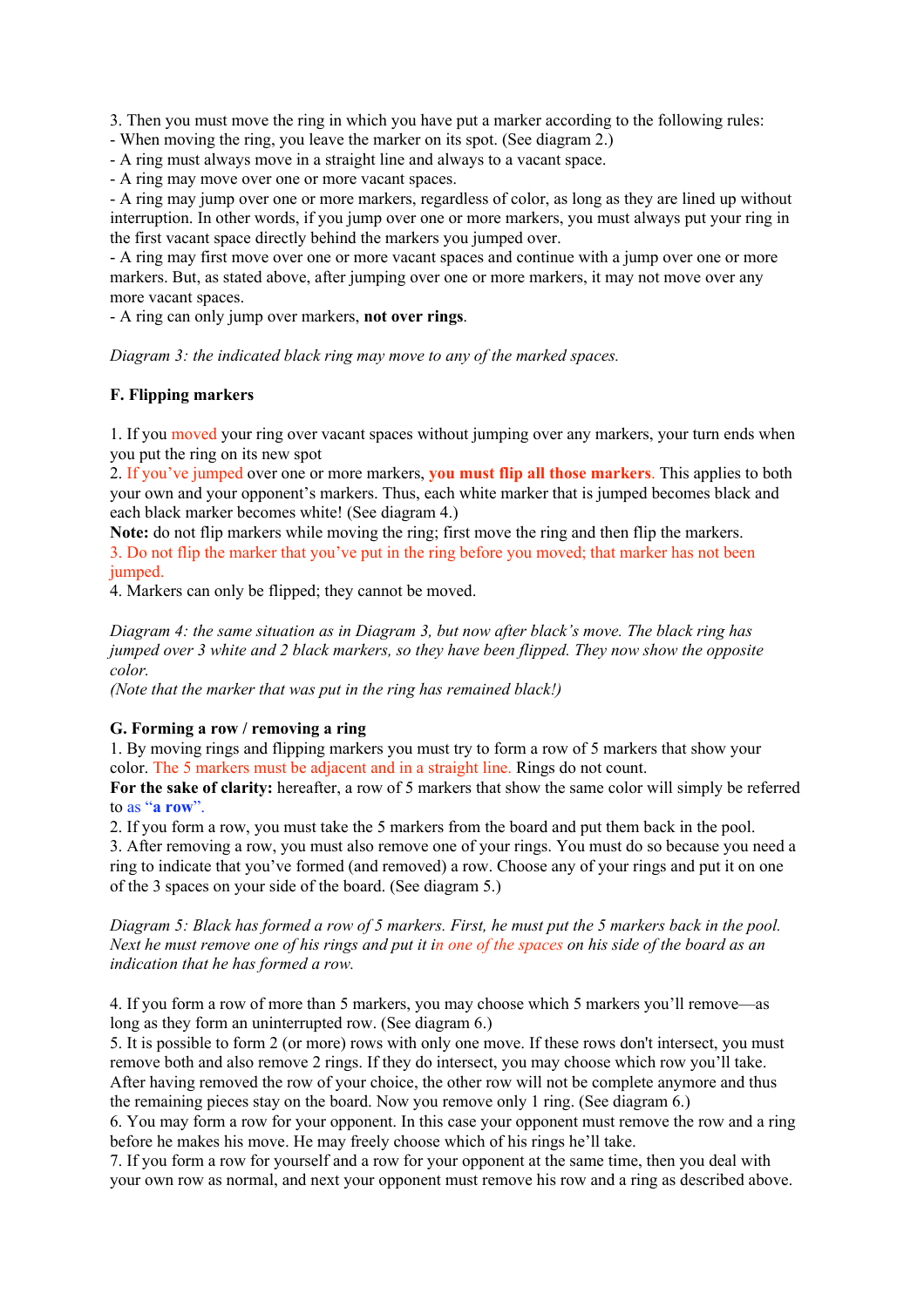3. Then you must move the ring in which you have put a marker according to the following rules:
- When moving the ring, you leave the marker on its spot. (See diagram 2.)
- A ring must always move in a straight line and always to a vacant space.
- A ring may move over one or more vacant spaces.
- A ring may jump over one or more markers, regardless of color, as long as they are lined up without interruption. In other words, if you jump over one or more markers, you must always put your ring in the first vacant space directly behind the markers you jumped over.
- A ring may first move over one or more vacant spaces and continue with a jump over one or more markers. But, as stated above, after jumping over one or more markers, it may not move over any more vacant spaces.
- A ring can only jump over markers, **not over rings**.

*Diagram 3: the indicated black ring may move to any of the marked spaces.*

**F. Flipping markers**

1. If you moved your ring over vacant spaces without jumping over any markers, your turn ends when you put the ring on its new spot
2. If you've jumped over one or more markers, **you must flip all those markers**. This applies to both your own and your opponent's markers. Thus, each white marker that is jumped becomes black and each black marker becomes white! (See diagram 4.)
**Note:** do not flip markers while moving the ring; first move the ring and then flip the markers.
3. Do not flip the marker that you've put in the ring before you moved; that marker has not been jumped.
4. Markers can only be flipped; they cannot be moved.

*Diagram 4: the same situation as in Diagram 3, but now after black's move. The black ring has jumped over 3 white and 2 black markers, so they have been flipped. They now show the opposite color.*
*(Note that the marker that was put in the ring has remained black!)*

**G. Forming a row / removing a ring**

1. By moving rings and flipping markers you must try to form a row of 5 markers that show your color. The 5 markers must be adjacent and in a straight line. Rings do not count.
**For the sake of clarity:** hereafter, a row of 5 markers that show the same color will simply be referred to as "**a row**".
2. If you form a row, you must take the 5 markers from the board and put them back in the pool.
3. After removing a row, you must also remove one of your rings. You must do so because you need a ring to indicate that you've formed (and removed) a row. Choose any of your rings and put it on one of the 3 spaces on your side of the board. (See diagram 5.)

*Diagram 5: Black has formed a row of 5 markers. First, he must put the 5 markers back in the pool. Next he must remove one of his rings and put it in one of the spaces on his side of the board as an indication that he has formed a row.*

4. If you form a row of more than 5 markers, you may choose which 5 markers you'll remove—as long as they form an uninterrupted row. (See diagram 6.)
5. It is possible to form 2 (or more) rows with only one move. If these rows don't intersect, you must remove both and also remove 2 rings. If they do intersect, you may choose which row you'll take. After having removed the row of your choice, the other row will not be complete anymore and thus the remaining pieces stay on the board. Now you remove only 1 ring. (See diagram 6.)
6. You may form a row for your opponent. In this case your opponent must remove the row and a ring before he makes his move. He may freely choose which of his rings he'll take.
7. If you form a row for yourself and a row for your opponent at the same time, then you deal with your own row as normal, and next your opponent must remove his row and a ring as described above.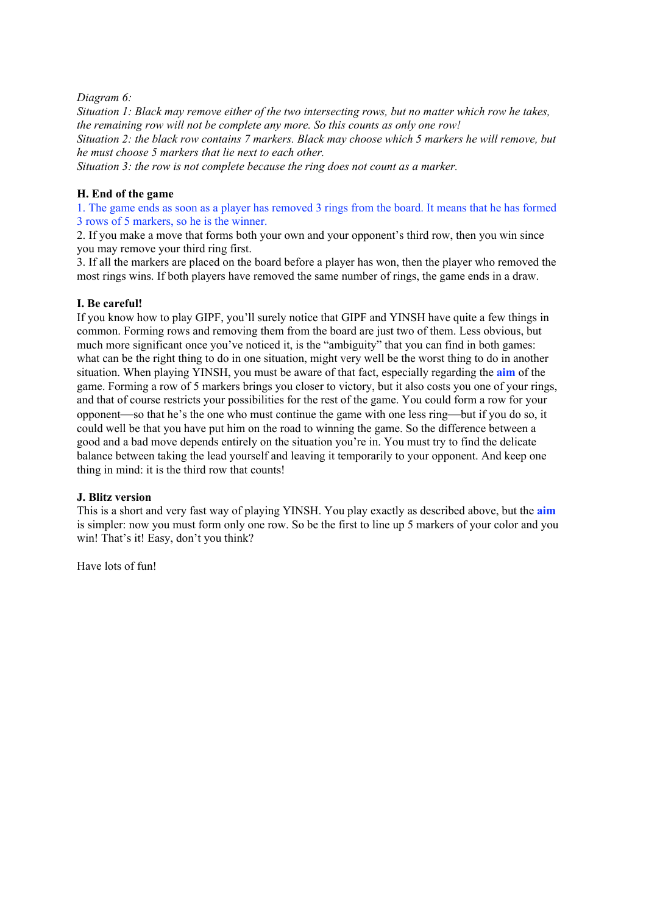*Diagram 6:*
*Situation 1: Black may remove either of the two intersecting rows, but no matter which row he takes, the remaining row will not be complete any more. So this counts as only one row!*
*Situation 2: the black row contains 7 markers. Black may choose which 5 markers he will remove, but he must choose 5 markers that lie next to each other.*
*Situation 3: the row is not complete because the ring does not count as a marker.*

### H. End of the game

1. The game ends as soon as a player has removed 3 rings from the board. It means that he has formed 3 rows of 5 markers, so he is the winner.
2. If you make a move that forms both your own and your opponent's third row, then you win since you may remove your third ring first.
3. If all the markers are placed on the board before a player has won, then the player who removed the most rings wins. If both players have removed the same number of rings, the game ends in a draw.

### I. Be careful!

If you know how to play GIPF, you'll surely notice that GIPF and YINSH have quite a few things in common. Forming rows and removing them from the board are just two of them. Less obvious, but much more significant once you've noticed it, is the "ambiguity" that you can find in both games: what can be the right thing to do in one situation, might very well be the worst thing to do in another situation. When playing YINSH, you must be aware of that fact, especially regarding the **aim** of the game. Forming a row of 5 markers brings you closer to victory, but it also costs you one of your rings, and that of course restricts your possibilities for the rest of the game. You could form a row for your opponent—so that he's the one who must continue the game with one less ring—but if you do so, it could well be that you have put him on the road to winning the game. So the difference between a good and a bad move depends entirely on the situation you're in. You must try to find the delicate balance between taking the lead yourself and leaving it temporarily to your opponent. And keep one thing in mind: it is the third row that counts!

### J. Blitz version

This is a short and very fast way of playing YINSH. You play exactly as described above, but the **aim** is simpler: now you must form only one row. So be the first to line up 5 markers of your color and you win! That's it! Easy, don't you think?

Have lots of fun!